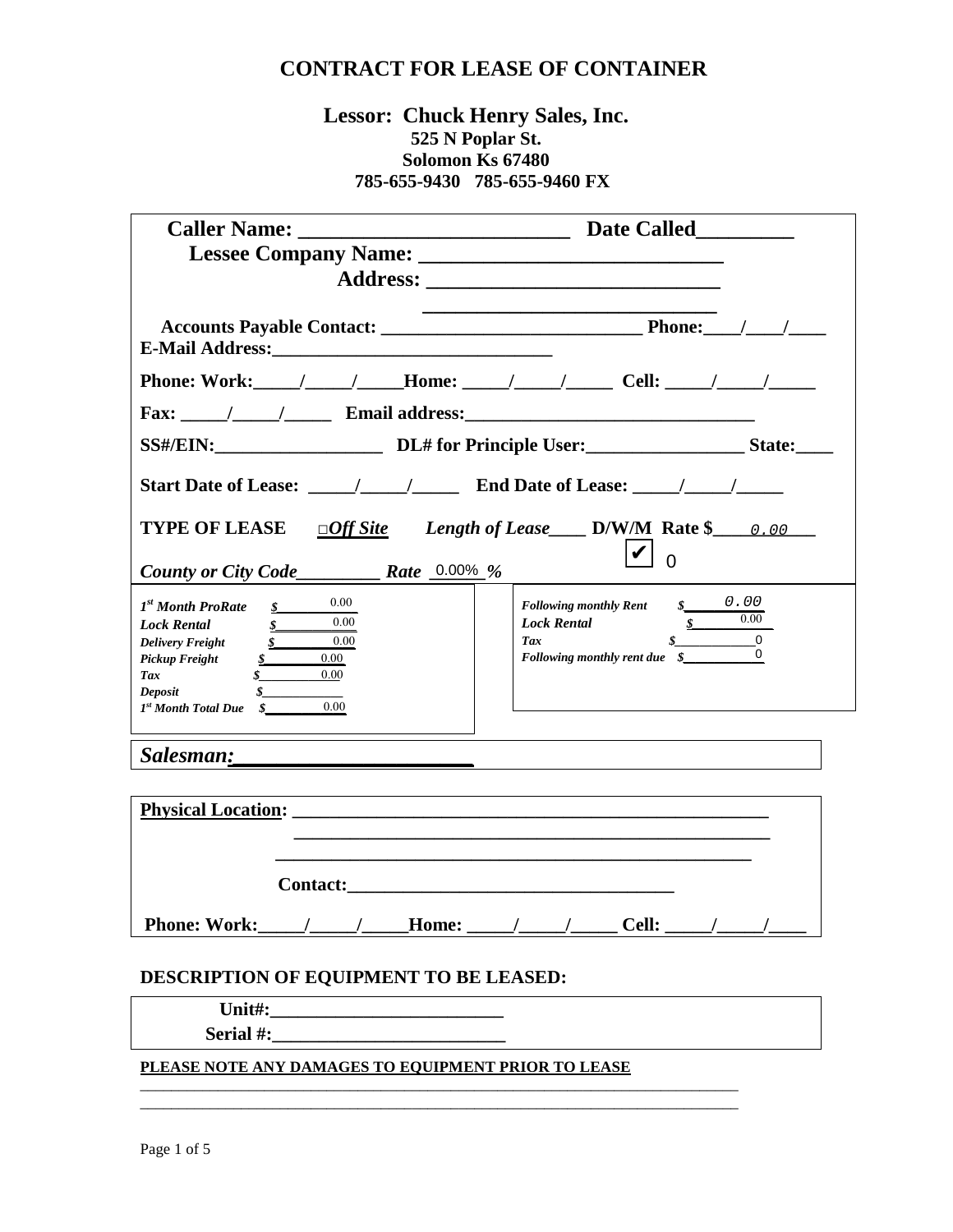# CONTRACT FOR LEASE OF CONTAINER

**Lessor: Chuck Henry Sales, Inc.**
**525 N Poplar St.**
**Solomon Ks 67480**
**785-655-9430 785-655-9460 FX**

**Caller Name:** __________________________ **Date Called**_________

**Lessee Company Name:** ____________________________

**Address:** ____________________________
____________________________

**Accounts Payable Contact:** ___________________________ **Phone:**____/____/____

**E-Mail Address:**_____________________________

**Phone: Work:**_____/_____/_____**Home:** _____/_____/_____ **Cell:** _____/_____/_____

**Fax:** _____/_____/_____ **Email address:**_______________________________

**SS#/EIN:**__________________ **DL# for Principle User:**_________________ **State:**____

**Start Date of Lease:** _____/_____/_____ **End Date of Lease:** _____/_____/_____

**TYPE OF LEASE** ☐***Off Site*** ***Length of Lease***____ **D/W/M** **Rate $** 0.00

☑ 0

***County or City Code***_________ ***Rate*** 0.00% ***%***

| | |
|---|---|
| ***1st Month ProRate*** | $ 0.00 |
| ***Lock Rental*** | $ 0.00 |
| ***Delivery Freight*** | $ 0.00 |
| ***Pickup Freight*** | $ 0.00 |
| ***Tax*** | $ 0.00 |
| ***Deposit*** | $ |
| ***1st Month Total Due*** | $ 0.00 |

| | |
|---|---|
| ***Following monthly Rent*** | $ 0.00 |
| ***Lock Rental*** | $ 0.00 |
| ***Tax*** | $ 0 |
| ***Following monthly rent due*** | $ 0 |

***Salesman:***______________________

**Physical Location:** ___________________________________________________
___________________________________________________
___________________________________________________

**Contact:**___________________________________

**Phone: Work:**_____/_____/_____**Home:** _____/_____/_____ **Cell:** _____/_____/____

**DESCRIPTION OF EQUIPMENT TO BE LEASED:**

**Unit#:**_________________________

**Serial #:**_________________________

**PLEASE NOTE ANY DAMAGES TO EQUIPMENT PRIOR TO LEASE**

___________________________________________________________________________
___________________________________________________________________________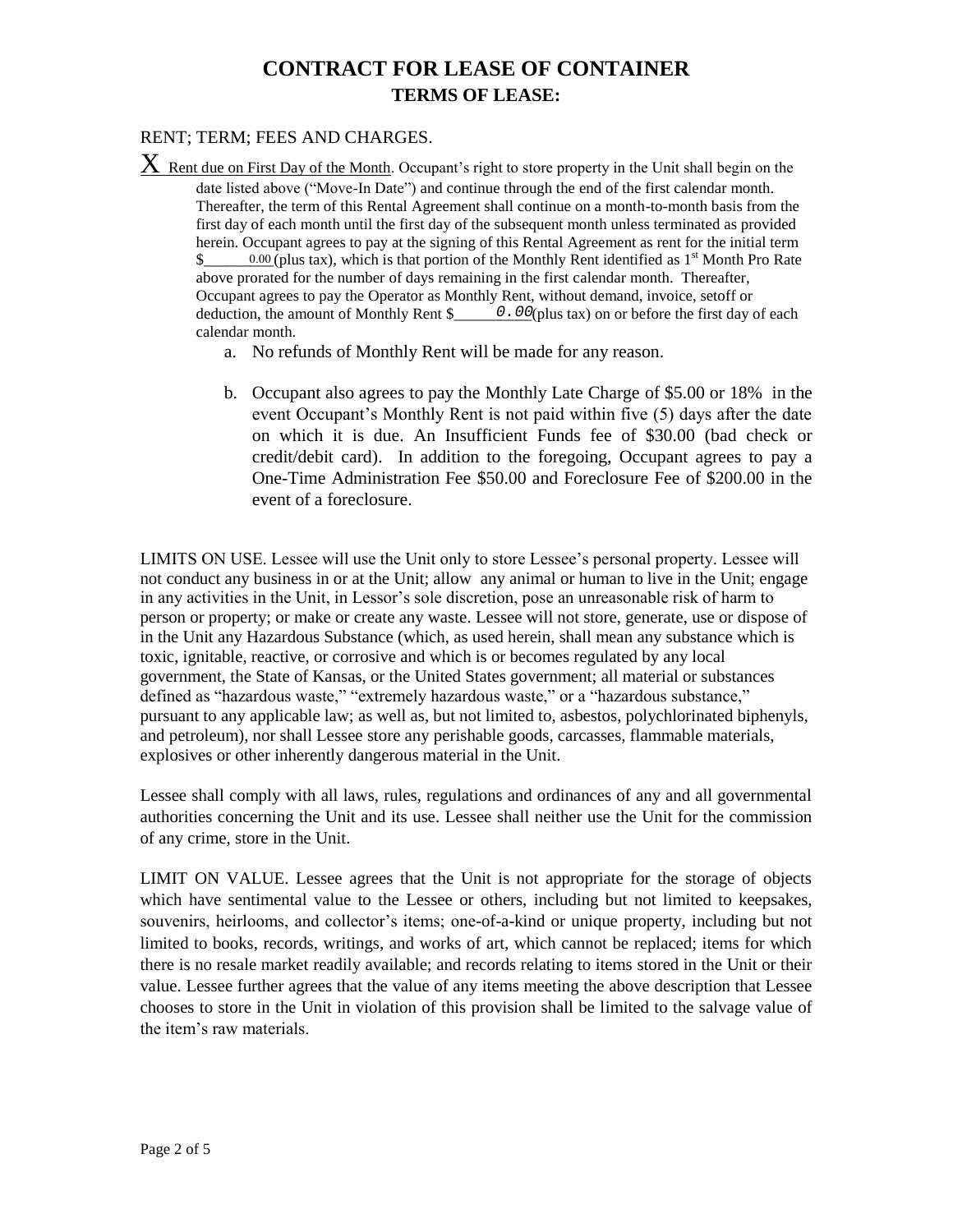# CONTRACT FOR LEASE OF CONTAINER

## TERMS OF LEASE:

RENT; TERM; FEES AND CHARGES.

X Rent due on First Day of the Month. Occupant's right to store property in the Unit shall begin on the date listed above ("Move-In Date") and continue through the end of the first calendar month. Thereafter, the term of this Rental Agreement shall continue on a month-to-month basis from the first day of each month until the first day of the subsequent month unless terminated as provided herein. Occupant agrees to pay at the signing of this Rental Agreement as rent for the initial term $\_\_\_\_0.00\_\_ (plus tax), which is that portion of the Monthly Rent identified as 1st Month Pro Rate above prorated for the number of days remaining in the first calendar month. Thereafter, Occupant agrees to pay the Operator as Monthly Rent, without demand, invoice, setoff or deduction, the amount of Monthly Rent $\_\_\_\_0.00(plus tax) on or before the first day of each calendar month.

a. No refunds of Monthly Rent will be made for any reason.

b. Occupant also agrees to pay the Monthly Late Charge of $5.00 or 18% in the event Occupant's Monthly Rent is not paid within five (5) days after the date on which it is due. An Insufficient Funds fee of $30.00 (bad check or credit/debit card). In addition to the foregoing, Occupant agrees to pay a One-Time Administration Fee $50.00 and Foreclosure Fee of $200.00 in the event of a foreclosure.

LIMITS ON USE. Lessee will use the Unit only to store Lessee's personal property. Lessee will not conduct any business in or at the Unit; allow any animal or human to live in the Unit; engage in any activities in the Unit, in Lessor's sole discretion, pose an unreasonable risk of harm to person or property; or make or create any waste. Lessee will not store, generate, use or dispose of in the Unit any Hazardous Substance (which, as used herein, shall mean any substance which is toxic, ignitable, reactive, or corrosive and which is or becomes regulated by any local government, the State of Kansas, or the United States government; all material or substances defined as "hazardous waste," "extremely hazardous waste," or a "hazardous substance," pursuant to any applicable law; as well as, but not limited to, asbestos, polychlorinated biphenyls, and petroleum), nor shall Lessee store any perishable goods, carcasses, flammable materials, explosives or other inherently dangerous material in the Unit.

Lessee shall comply with all laws, rules, regulations and ordinances of any and all governmental authorities concerning the Unit and its use. Lessee shall neither use the Unit for the commission of any crime, store in the Unit.

LIMIT ON VALUE. Lessee agrees that the Unit is not appropriate for the storage of objects which have sentimental value to the Lessee or others, including but not limited to keepsakes, souvenirs, heirlooms, and collector's items; one-of-a-kind or unique property, including but not limited to books, records, writings, and works of art, which cannot be replaced; items for which there is no resale market readily available; and records relating to items stored in the Unit or their value. Lessee further agrees that the value of any items meeting the above description that Lessee chooses to store in the Unit in violation of this provision shall be limited to the salvage value of the item's raw materials.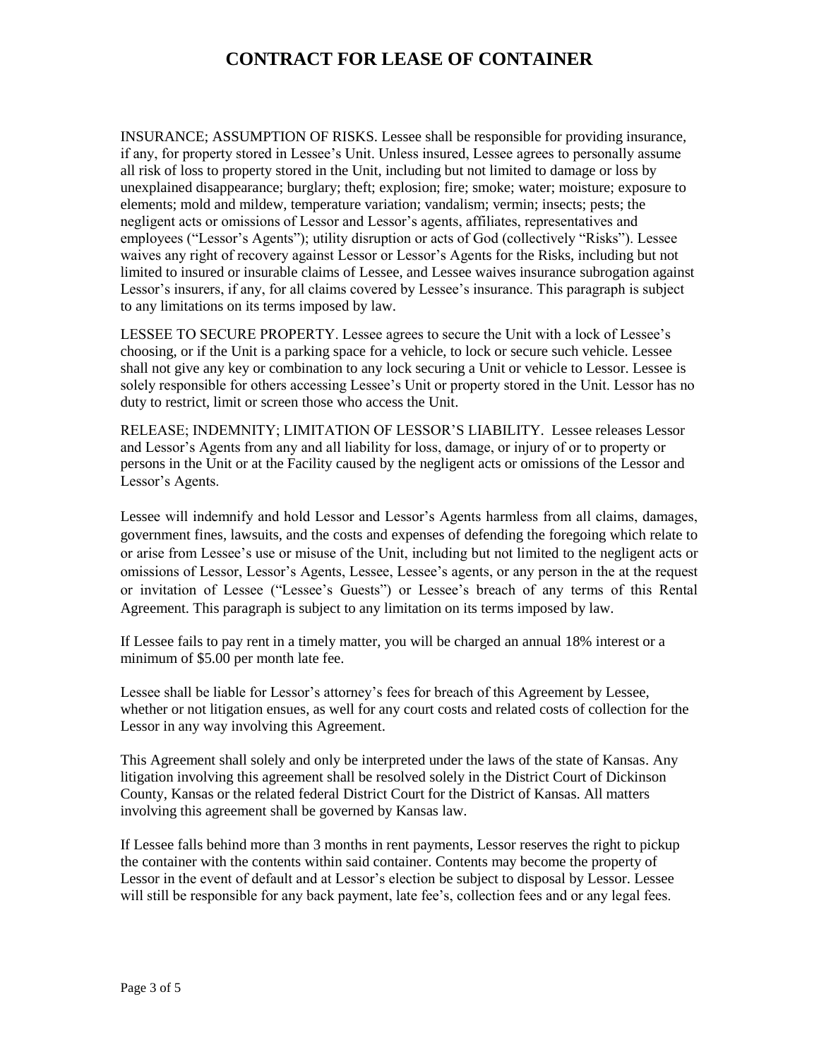# CONTRACT FOR LEASE OF CONTAINER

INSURANCE; ASSUMPTION OF RISKS. Lessee shall be responsible for providing insurance, if any, for property stored in Lessee's Unit. Unless insured, Lessee agrees to personally assume all risk of loss to property stored in the Unit, including but not limited to damage or loss by unexplained disappearance; burglary; theft; explosion; fire; smoke; water; moisture; exposure to elements; mold and mildew, temperature variation; vandalism; vermin; insects; pests; the negligent acts or omissions of Lessor and Lessor's agents, affiliates, representatives and employees ("Lessor's Agents"); utility disruption or acts of God (collectively "Risks"). Lessee waives any right of recovery against Lessor or Lessor's Agents for the Risks, including but not limited to insured or insurable claims of Lessee, and Lessee waives insurance subrogation against Lessor's insurers, if any, for all claims covered by Lessee's insurance. This paragraph is subject to any limitations on its terms imposed by law.

LESSEE TO SECURE PROPERTY. Lessee agrees to secure the Unit with a lock of Lessee's choosing, or if the Unit is a parking space for a vehicle, to lock or secure such vehicle. Lessee shall not give any key or combination to any lock securing a Unit or vehicle to Lessor. Lessee is solely responsible for others accessing Lessee's Unit or property stored in the Unit. Lessor has no duty to restrict, limit or screen those who access the Unit.

RELEASE; INDEMNITY; LIMITATION OF LESSOR'S LIABILITY. Lessee releases Lessor and Lessor's Agents from any and all liability for loss, damage, or injury of or to property or persons in the Unit or at the Facility caused by the negligent acts or omissions of the Lessor and Lessor's Agents.

Lessee will indemnify and hold Lessor and Lessor's Agents harmless from all claims, damages, government fines, lawsuits, and the costs and expenses of defending the foregoing which relate to or arise from Lessee's use or misuse of the Unit, including but not limited to the negligent acts or omissions of Lessor, Lessor's Agents, Lessee, Lessee's agents, or any person in the at the request or invitation of Lessee ("Lessee's Guests") or Lessee's breach of any terms of this Rental Agreement. This paragraph is subject to any limitation on its terms imposed by law.

If Lessee fails to pay rent in a timely matter, you will be charged an annual 18% interest or a minimum of $5.00 per month late fee.

Lessee shall be liable for Lessor's attorney's fees for breach of this Agreement by Lessee, whether or not litigation ensues, as well for any court costs and related costs of collection for the Lessor in any way involving this Agreement.

This Agreement shall solely and only be interpreted under the laws of the state of Kansas. Any litigation involving this agreement shall be resolved solely in the District Court of Dickinson County, Kansas or the related federal District Court for the District of Kansas. All matters involving this agreement shall be governed by Kansas law.

If Lessee falls behind more than 3 months in rent payments, Lessor reserves the right to pickup the container with the contents within said container. Contents may become the property of Lessor in the event of default and at Lessor's election be subject to disposal by Lessor. Lessee will still be responsible for any back payment, late fee's, collection fees and or any legal fees.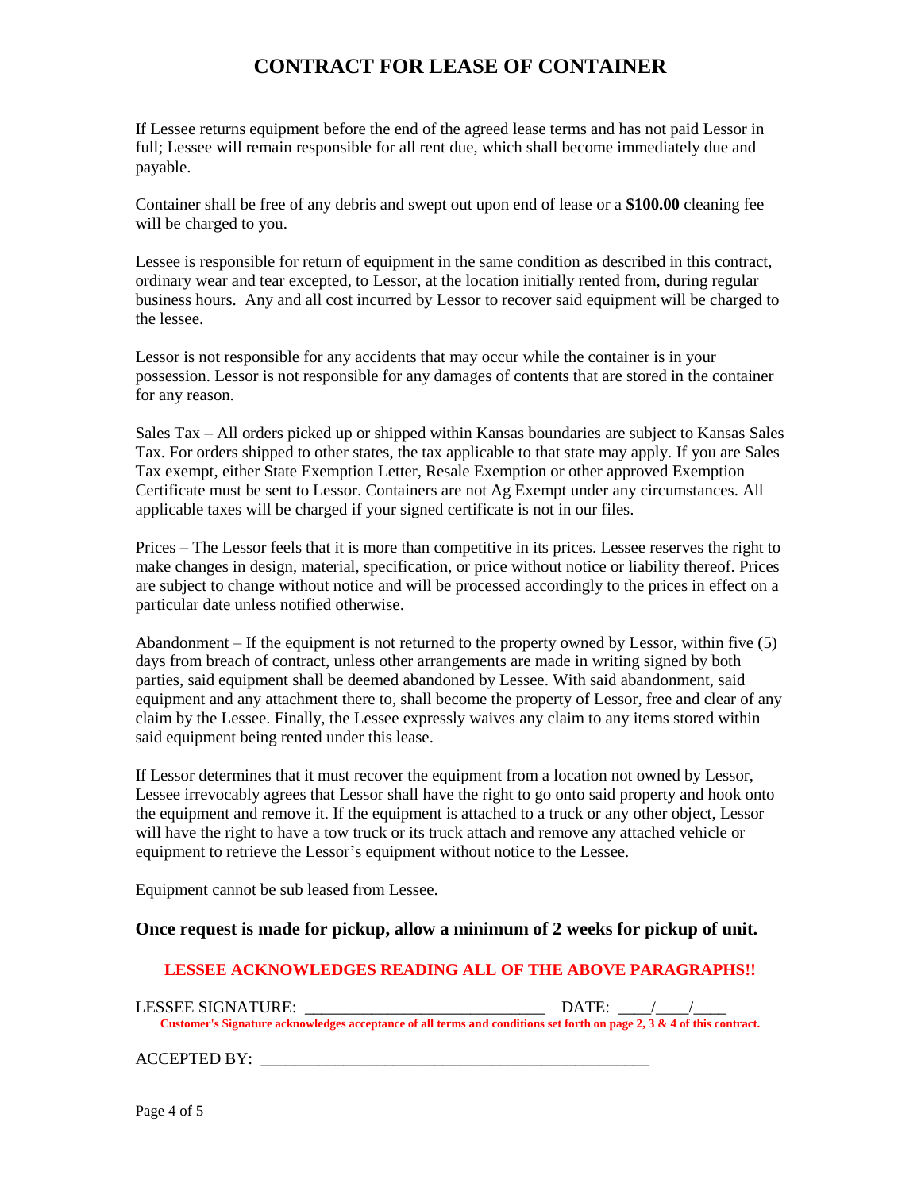# CONTRACT FOR LEASE OF CONTAINER

If Lessee returns equipment before the end of the agreed lease terms and has not paid Lessor in full; Lessee will remain responsible for all rent due, which shall become immediately due and payable.

Container shall be free of any debris and swept out upon end of lease or a **$100.00** cleaning fee will be charged to you.

Lessee is responsible for return of equipment in the same condition as described in this contract, ordinary wear and tear excepted, to Lessor, at the location initially rented from, during regular business hours.  Any and all cost incurred by Lessor to recover said equipment will be charged to the lessee.

Lessor is not responsible for any accidents that may occur while the container is in your possession. Lessor is not responsible for any damages of contents that are stored in the container for any reason.

Sales Tax – All orders picked up or shipped within Kansas boundaries are subject to Kansas Sales Tax. For orders shipped to other states, the tax applicable to that state may apply. If you are Sales Tax exempt, either State Exemption Letter, Resale Exemption or other approved Exemption Certificate must be sent to Lessor. Containers are not Ag Exempt under any circumstances. All applicable taxes will be charged if your signed certificate is not in our files.

Prices – The Lessor feels that it is more than competitive in its prices. Lessee reserves the right to make changes in design, material, specification, or price without notice or liability thereof. Prices are subject to change without notice and will be processed accordingly to the prices in effect on a particular date unless notified otherwise.

Abandonment – If the equipment is not returned to the property owned by Lessor, within five (5) days from breach of contract, unless other arrangements are made in writing signed by both parties, said equipment shall be deemed abandoned by Lessee. With said abandonment, said equipment and any attachment there to, shall become the property of Lessor, free and clear of any claim by the Lessee. Finally, the Lessee expressly waives any claim to any items stored within said equipment being rented under this lease.

If Lessor determines that it must recover the equipment from a location not owned by Lessor, Lessee irrevocably agrees that Lessor shall have the right to go onto said property and hook onto the equipment and remove it. If the equipment is attached to a truck or any other object, Lessor will have the right to have a tow truck or its truck attach and remove any attached vehicle or equipment to retrieve the Lessor's equipment without notice to the Lessee.

Equipment cannot be sub leased from Lessee.

**Once request is made for pickup, allow a minimum of 2 weeks for pickup of unit.**

**LESSEE ACKNOWLEDGES READING ALL OF THE ABOVE PARAGRAPHS!!**

LESSEE SIGNATURE: ______________________________ DATE: ____/____/____

**Customer's Signature acknowledges acceptance of all terms and conditions set forth on page 2, 3 & 4 of this contract.**

ACCEPTED BY: _________________________________________________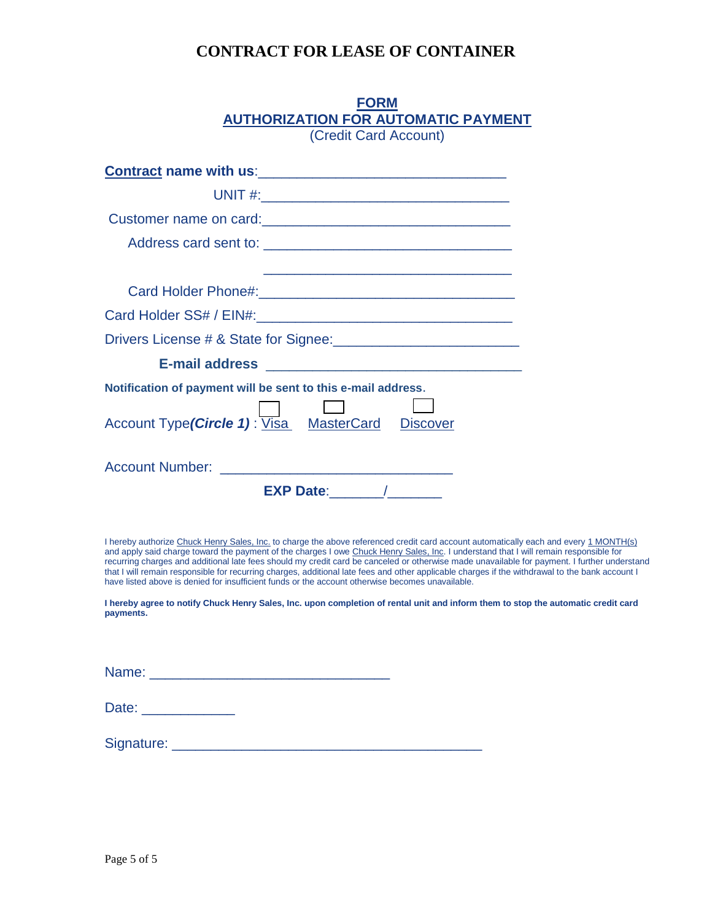# CONTRACT FOR LEASE OF CONTAINER

## FORM
## AUTHORIZATION FOR AUTOMATIC PAYMENT
(Credit Card Account)

**Contract name with us**:_______________________________

UNIT #:_______________________________

Customer name on card:_______________________________

Address card sent to: _______________________________

_______________________________

Card Holder Phone#:_______________________________

Card Holder SS# / EIN#:_______________________________

Drivers License # & State for Signee:_______________________

**E-mail address** _______________________________

**Notification of payment will be sent to this e-mail address.**

Account Type***(Circle 1)*** : ☐ Visa ☐ MasterCard ☐ Discover

Account Number: ____________________________

**EXP Date**:_______/_______

I hereby authorize Chuck Henry Sales, Inc. to charge the above referenced credit card account automatically each and every 1 MONTH(s) and apply said charge toward the payment of the charges I owe Chuck Henry Sales, Inc. I understand that I will remain responsible for recurring charges and additional late fees should my credit card be canceled or otherwise made unavailable for payment. I further understand that I will remain responsible for recurring charges, additional late fees and other applicable charges if the withdrawal to the bank account I have listed above is denied for insufficient funds or the account otherwise becomes unavailable.

**I hereby agree to notify Chuck Henry Sales, Inc. upon completion of rental unit and inform them to stop the automatic credit card payments.**

Name: _______________________________

Date: ____________

Signature: _______________________________________